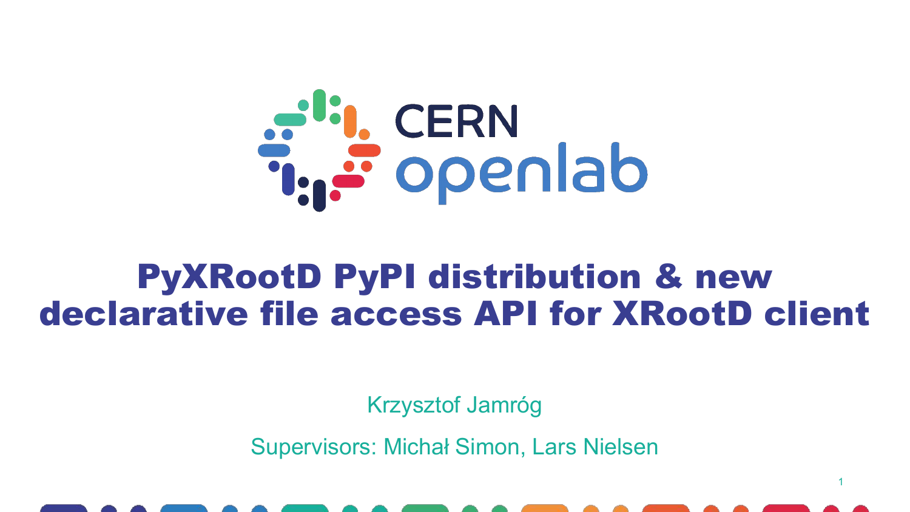CERN openlab

# PyXRootD PyPI distribution & new declarative file access API for XRootD client

Krzysztof Jamróg

Supervisors: Michał Simon, Lars Nielsen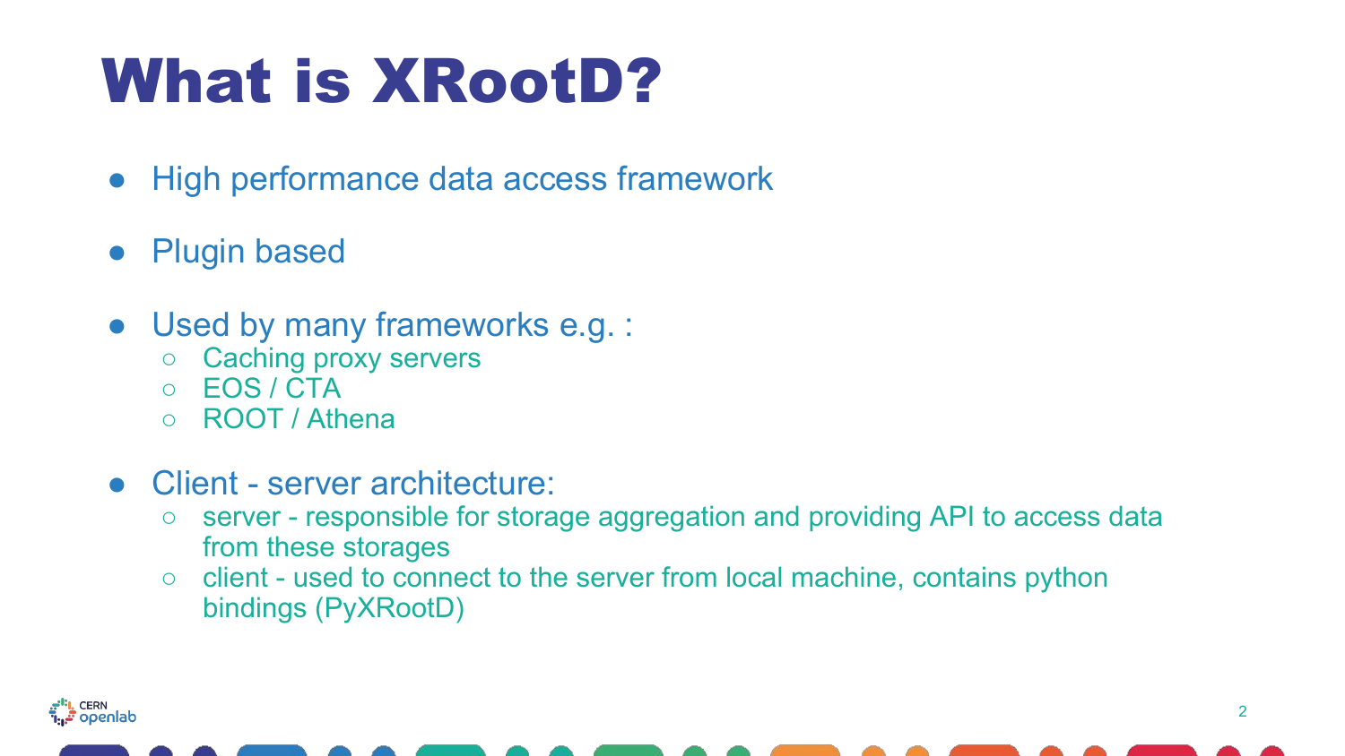# What is XRootD?

- High performance data access framework
- Plugin based
- Used by many frameworks e.g. :
  - Caching proxy servers
  - EOS / CTA
  - ROOT / Athena
- Client - server architecture:
  - server - responsible for storage aggregation and providing API to access data from these storages
  - client - used to connect to the server from local machine, contains python bindings (PyXRootD)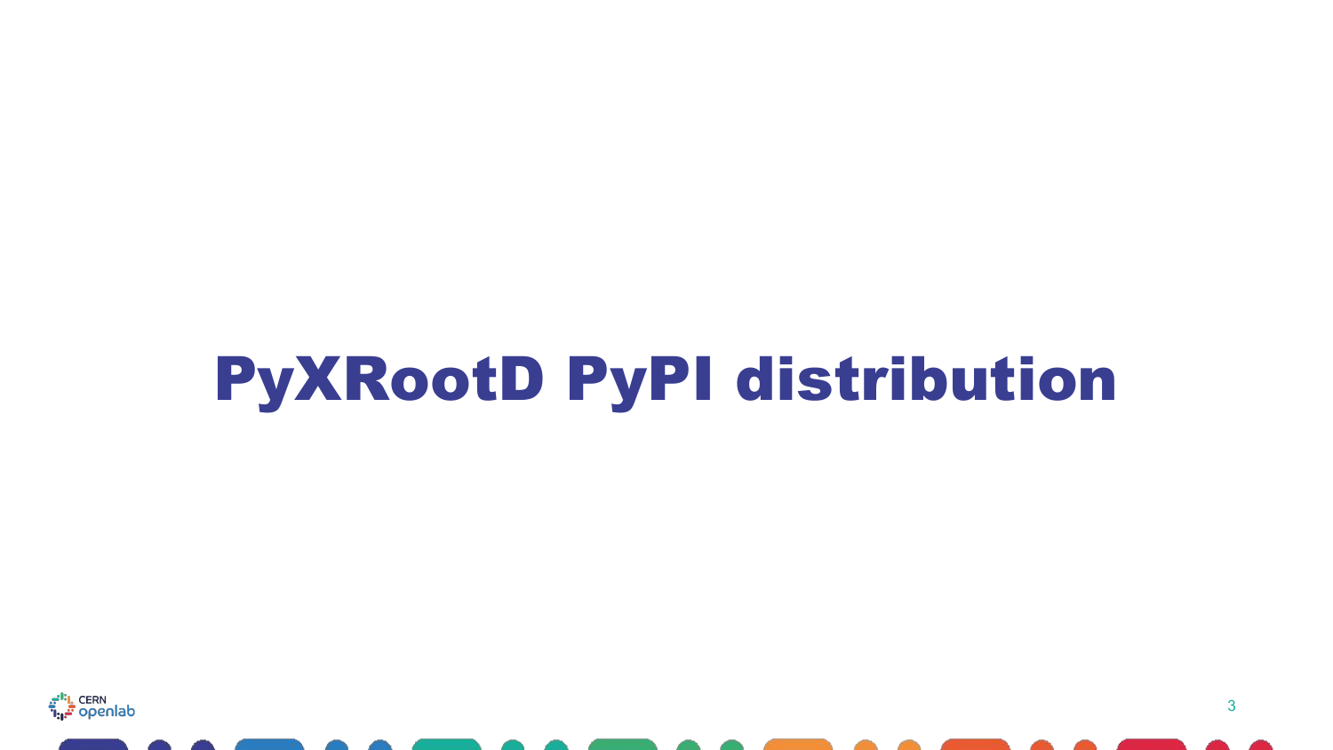# PyXRootD PyPI distribution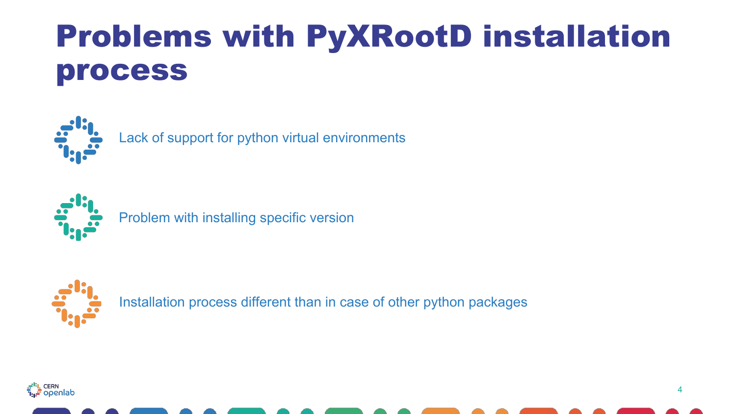# Problems with PyXRootD installation process

- Lack of support for python virtual environments
- Problem with installing specific version
- Installation process different than in case of other python packages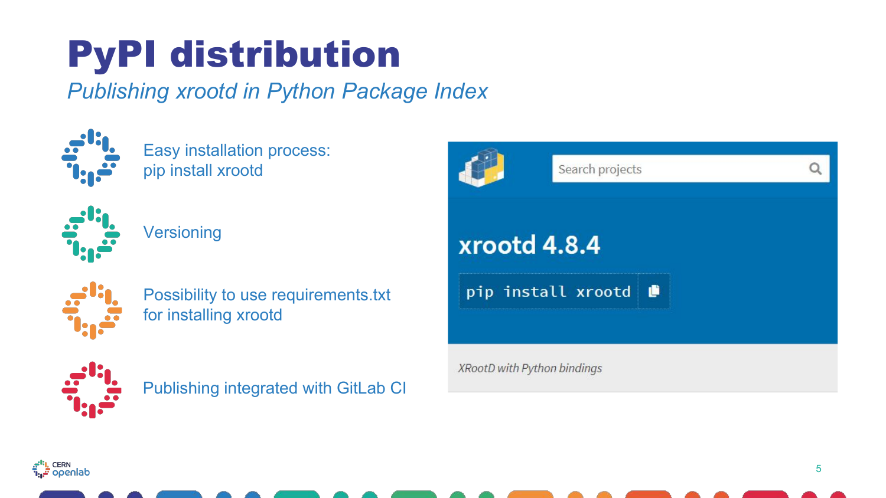# PyPI distribution

*Publishing xrootd in Python Package Index*

- Easy installation process:
  pip install xrootd
- Versioning
- Possibility to use requirements.txt for installing xrootd
- Publishing integrated with GitLab CI

Search projects

**xrootd 4.8.4**

```
pip install xrootd
```

*XRootD with Python bindings*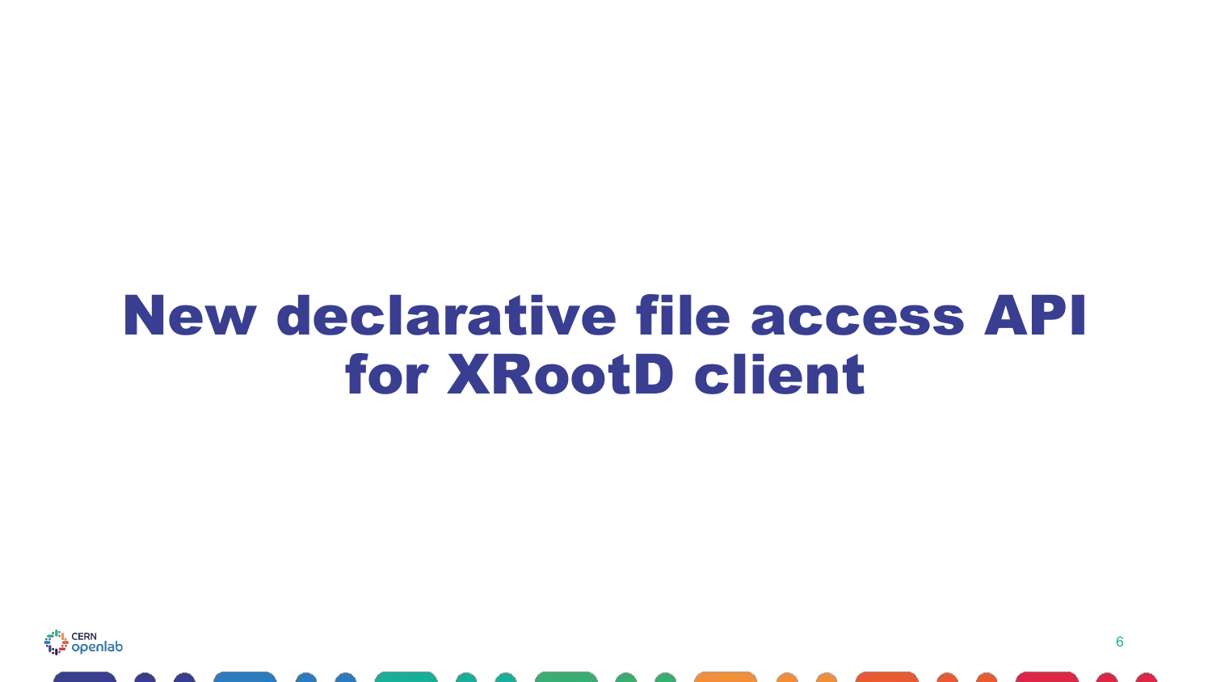# New declarative file access API for XRootD client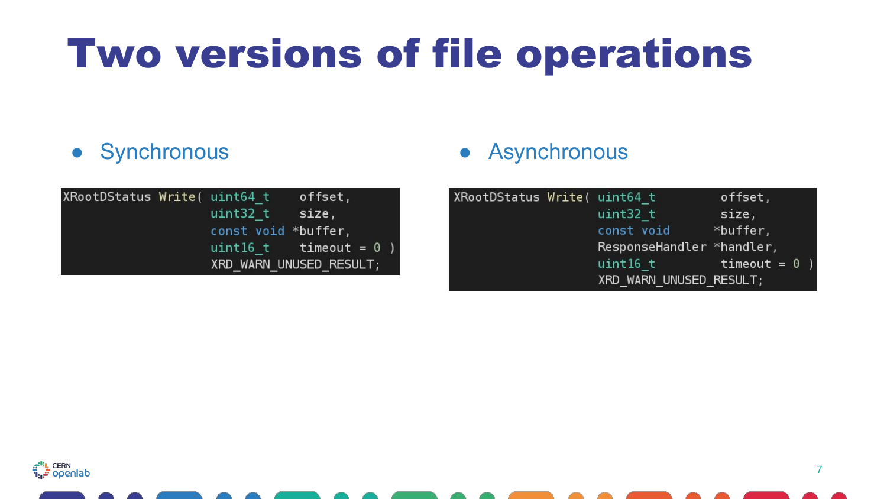# Two versions of file operations

- Synchronous

```
XRootDStatus Write( uint64_t    offset,
                    uint32_t    size,
                    const void *buffer,
                    uint16_t    timeout = 0 )
                    XRD_WARN_UNUSED_RESULT;
```

- Asynchronous

```
XRootDStatus Write( uint64_t         offset,
                    uint32_t         size,
                    const void      *buffer,
                    ResponseHandler *handler,
                    uint16_t         timeout = 0 )
                    XRD_WARN_UNUSED_RESULT;
```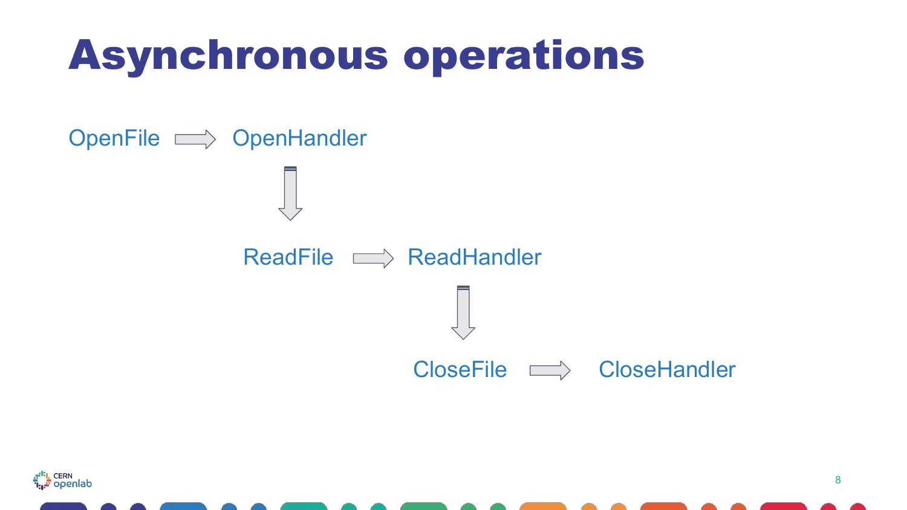# Asynchronous operations

OpenFile → OpenHandler

↓

ReadFile → ReadHandler

↓

CloseFile → CloseHandler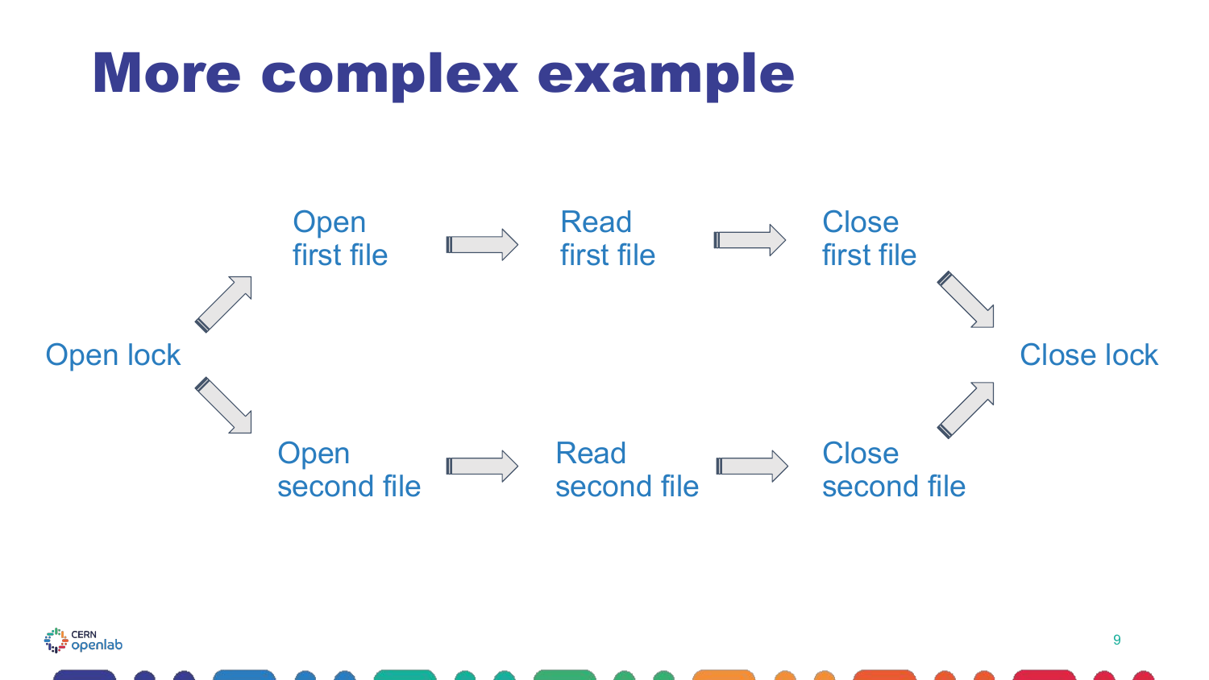# More complex example

Open lock

Open first file → Read first file → Close first file

Open second file → Read second file → Close second file

Close lock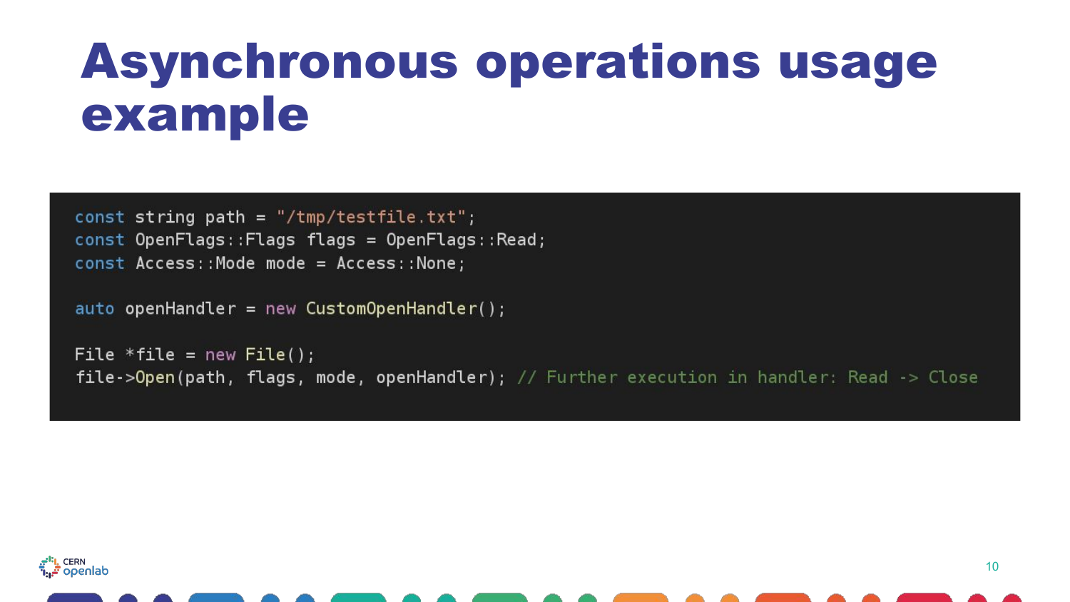# Asynchronous operations usage example

```cpp
const string path = "/tmp/testfile.txt";
const OpenFlags::Flags flags = OpenFlags::Read;
const Access::Mode mode = Access::None;

auto openHandler = new CustomOpenHandler();

File *file = new File();
file->Open(path, flags, mode, openHandler); // Further execution in handler: Read -> Close
```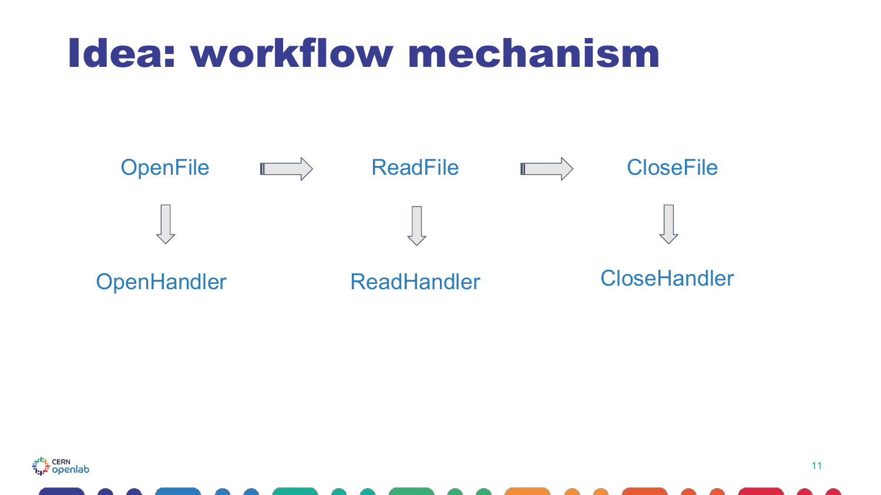# Idea: workflow mechanism

OpenFile → ReadFile → CloseFile

OpenFile ↓ OpenHandler

ReadFile ↓ ReadHandler

CloseFile ↓ CloseHandler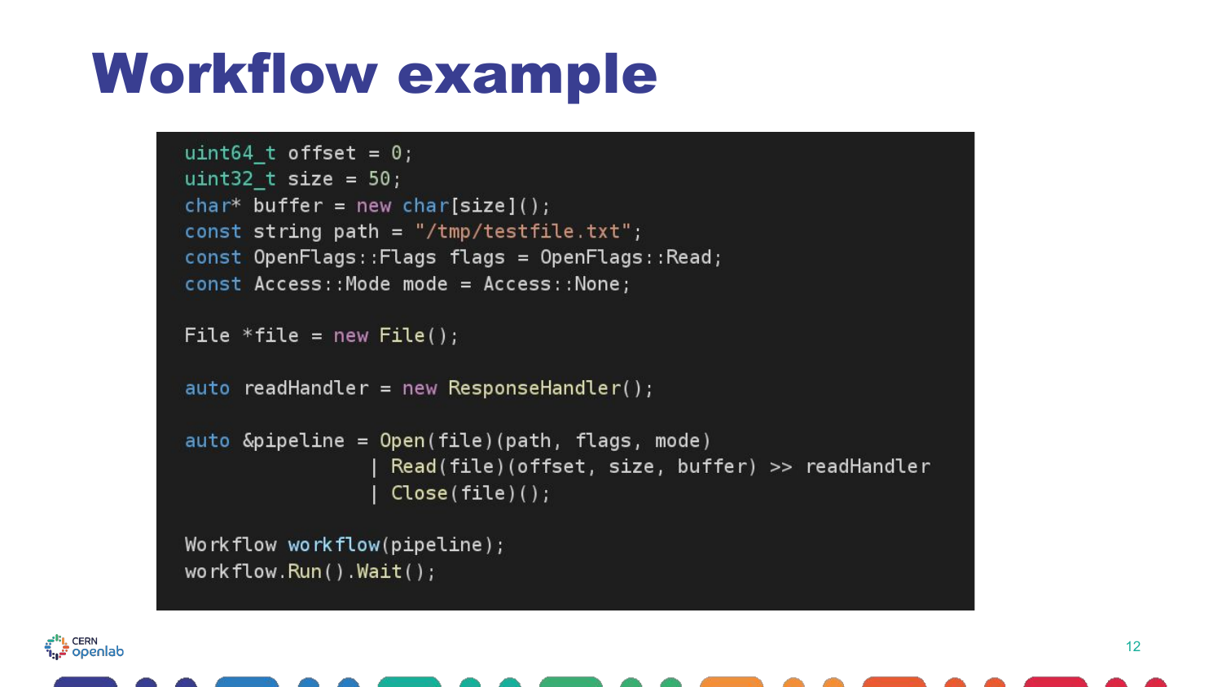# Workflow example

```
uint64_t offset = 0;
uint32_t size = 50;
char* buffer = new char[size]();
const string path = "/tmp/testfile.txt";
const OpenFlags::Flags flags = OpenFlags::Read;
const Access::Mode mode = Access::None;

File *file = new File();

auto readHandler = new ResponseHandler();

auto &pipeline = Open(file)(path, flags, mode)
                | Read(file)(offset, size, buffer) >> readHandler
                | Close(file)();

Workflow workflow(pipeline);
workflow.Run().Wait();
```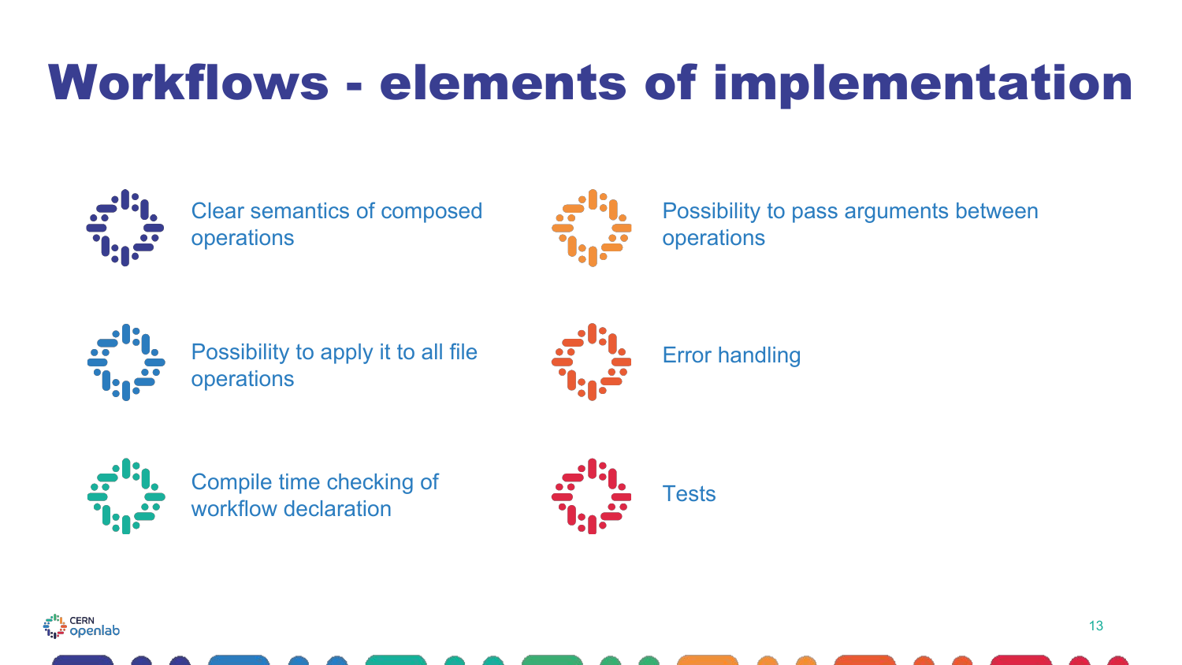# Workflows - elements of implementation

- Clear semantics of composed operations
- Possibility to pass arguments between operations
- Possibility to apply it to all file operations
- Error handling
- Compile time checking of workflow declaration
- Tests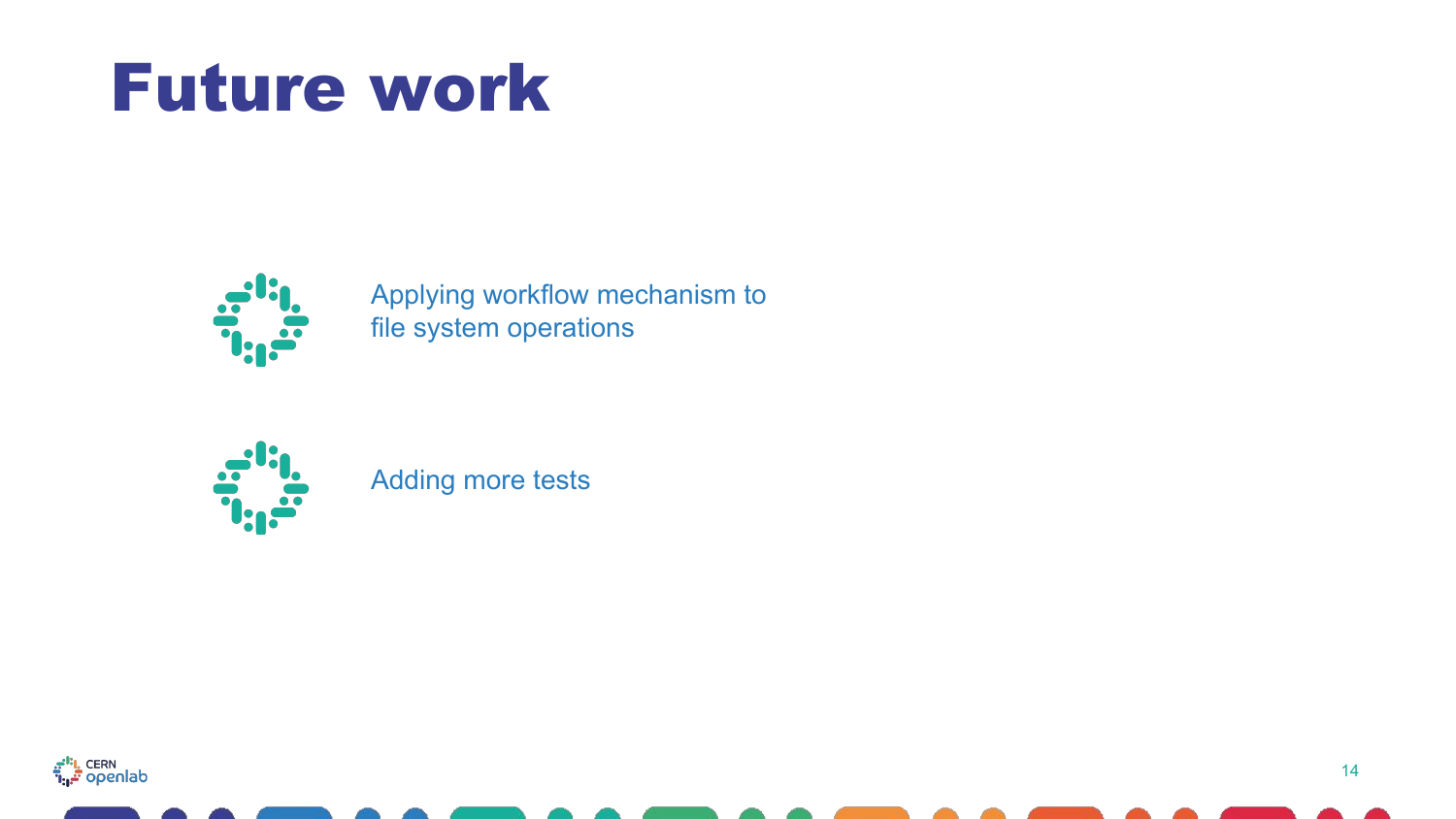# Future work

- Applying workflow mechanism to file system operations
- Adding more tests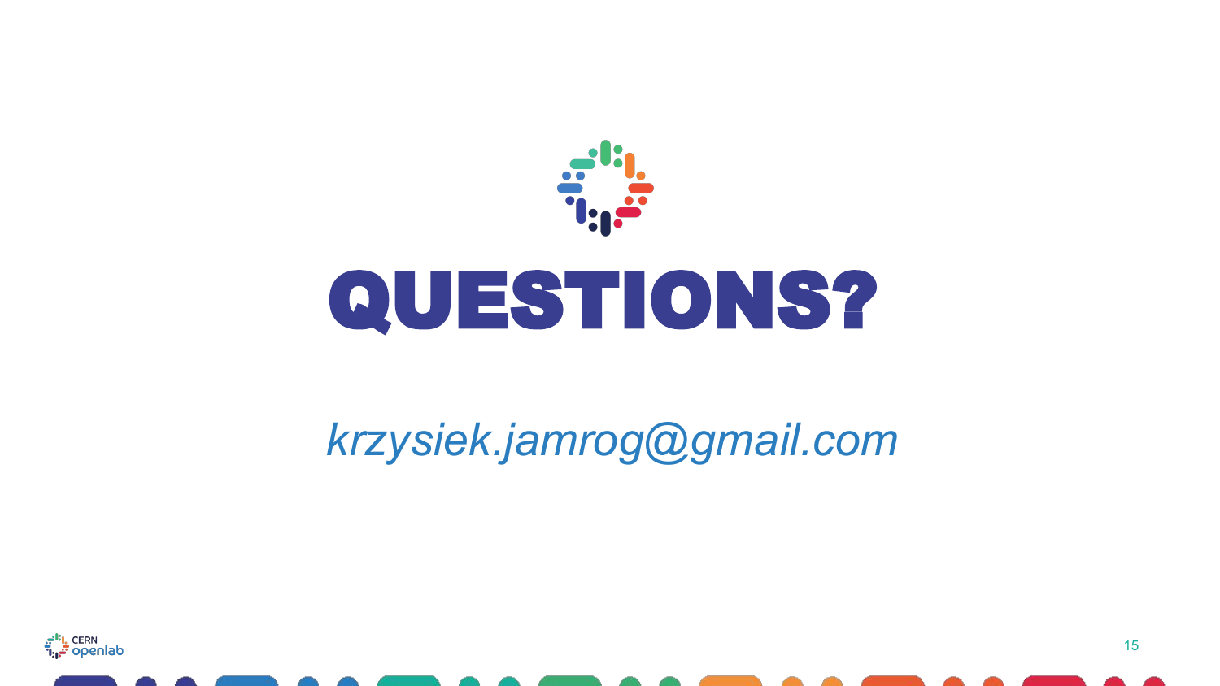# QUESTIONS?

*krzysiek.jamrog@gmail.com*